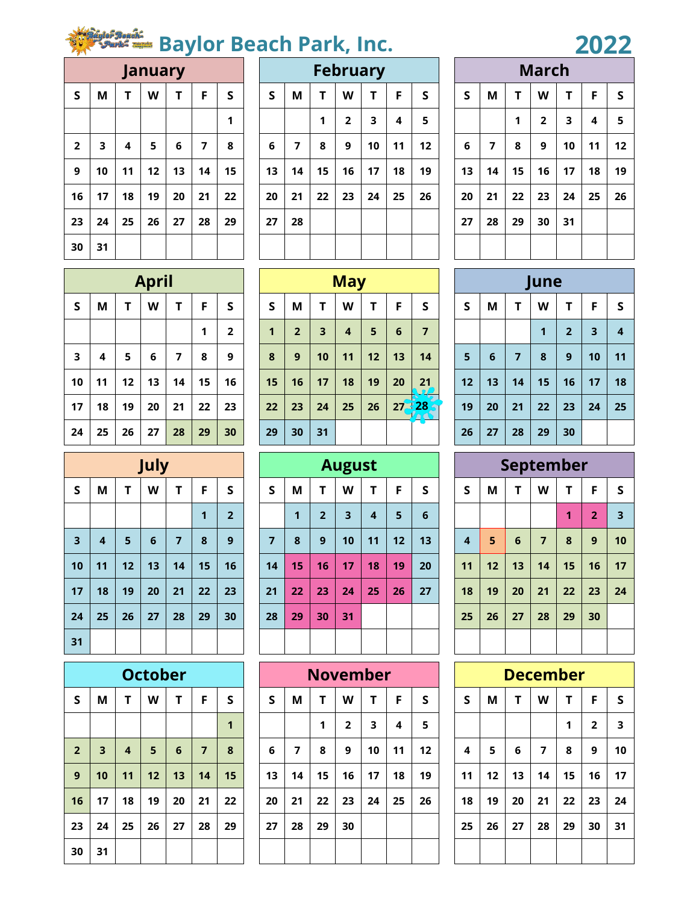# Baylor Beach Park, Inc. 2022

## January

| S | M | T | W | T | F | S |
|---|---|---|---|---|---|---|
| | | | | | | 1 |
| 2 | 3 | 4 | 5 | 6 | 7 | 8 |
| 9 | 10 | 11 | 12 | 13 | 14 | 15 |
| 16 | 17 | 18 | 19 | 20 | 21 | 22 |
| 23 | 24 | 25 | 26 | 27 | 28 | 29 |
| 30 | 31 | | | | | |

## February

| S | M | T | W | T | F | S |
|---|---|---|---|---|---|---|
| | | 1 | 2 | 3 | 4 | 5 |
| 6 | 7 | 8 | 9 | 10 | 11 | 12 |
| 13 | 14 | 15 | 16 | 17 | 18 | 19 |
| 20 | 21 | 22 | 23 | 24 | 25 | 26 |
| 27 | 28 | | | | | |

## March

| S | M | T | W | T | F | S |
|---|---|---|---|---|---|---|
| | | 1 | 2 | 3 | 4 | 5 |
| 6 | 7 | 8 | 9 | 10 | 11 | 12 |
| 13 | 14 | 15 | 16 | 17 | 18 | 19 |
| 20 | 21 | 22 | 23 | 24 | 25 | 26 |
| 27 | 28 | 29 | 30 | 31 | | |

## April

| S | M | T | W | T | F | S |
|---|---|---|---|---|---|---|
| | | | | | 1 | 2 |
| 3 | 4 | 5 | 6 | 7 | 8 | 9 |
| 10 | 11 | 12 | 13 | 14 | 15 | 16 |
| 17 | 18 | 19 | 20 | 21 | 22 | 23 |
| 24 | 25 | 26 | 27 | 28 | 29 | 30 |

## May

| S | M | T | W | T | F | S |
|---|---|---|---|---|---|---|
| 1 | 2 | 3 | 4 | 5 | 6 | 7 |
| 8 | 9 | 10 | 11 | 12 | 13 | 14 |
| 15 | 16 | 17 | 18 | 19 | 20 | 21 |
| 22 | 23 | 24 | 25 | 26 | 27 | 28 |
| 29 | 30 | 31 | | | | |

## June

| S | M | T | W | T | F | S |
|---|---|---|---|---|---|---|
| | | | 1 | 2 | 3 | 4 |
| 5 | 6 | 7 | 8 | 9 | 10 | 11 |
| 12 | 13 | 14 | 15 | 16 | 17 | 18 |
| 19 | 20 | 21 | 22 | 23 | 24 | 25 |
| 26 | 27 | 28 | 29 | 30 | | |

## July

| S | M | T | W | T | F | S |
|---|---|---|---|---|---|---|
| | | | | | 1 | 2 |
| 3 | 4 | 5 | 6 | 7 | 8 | 9 |
| 10 | 11 | 12 | 13 | 14 | 15 | 16 |
| 17 | 18 | 19 | 20 | 21 | 22 | 23 |
| 24 | 25 | 26 | 27 | 28 | 29 | 30 |
| 31 | | | | | | |

## August

| S | M | T | W | T | F | S |
|---|---|---|---|---|---|---|
| | 1 | 2 | 3 | 4 | 5 | 6 |
| 7 | 8 | 9 | 10 | 11 | 12 | 13 |
| 14 | 15 | 16 | 17 | 18 | 19 | 20 |
| 21 | 22 | 23 | 24 | 25 | 26 | 27 |
| 28 | 29 | 30 | 31 | | | |

## September

| S | M | T | W | T | F | S |
|---|---|---|---|---|---|---|
| | | | | 1 | 2 | 3 |
| 4 | 5 | 6 | 7 | 8 | 9 | 10 |
| 11 | 12 | 13 | 14 | 15 | 16 | 17 |
| 18 | 19 | 20 | 21 | 22 | 23 | 24 |
| 25 | 26 | 27 | 28 | 29 | 30 | |

## October

| S | M | T | W | T | F | S |
|---|---|---|---|---|---|---|
| | | | | | | 1 |
| 2 | 3 | 4 | 5 | 6 | 7 | 8 |
| 9 | 10 | 11 | 12 | 13 | 14 | 15 |
| 16 | 17 | 18 | 19 | 20 | 21 | 22 |
| 23 | 24 | 25 | 26 | 27 | 28 | 29 |
| 30 | 31 | | | | | |

## November

| S | M | T | W | T | F | S |
|---|---|---|---|---|---|---|
| | | 1 | 2 | 3 | 4 | 5 |
| 6 | 7 | 8 | 9 | 10 | 11 | 12 |
| 13 | 14 | 15 | 16 | 17 | 18 | 19 |
| 20 | 21 | 22 | 23 | 24 | 25 | 26 |
| 27 | 28 | 29 | 30 | | | |

## December

| S | M | T | W | T | F | S |
|---|---|---|---|---|---|---|
| | | | | 1 | 2 | 3 |
| 4 | 5 | 6 | 7 | 8 | 9 | 10 |
| 11 | 12 | 13 | 14 | 15 | 16 | 17 |
| 18 | 19 | 20 | 21 | 22 | 23 | 24 |
| 25 | 26 | 27 | 28 | 29 | 30 | 31 |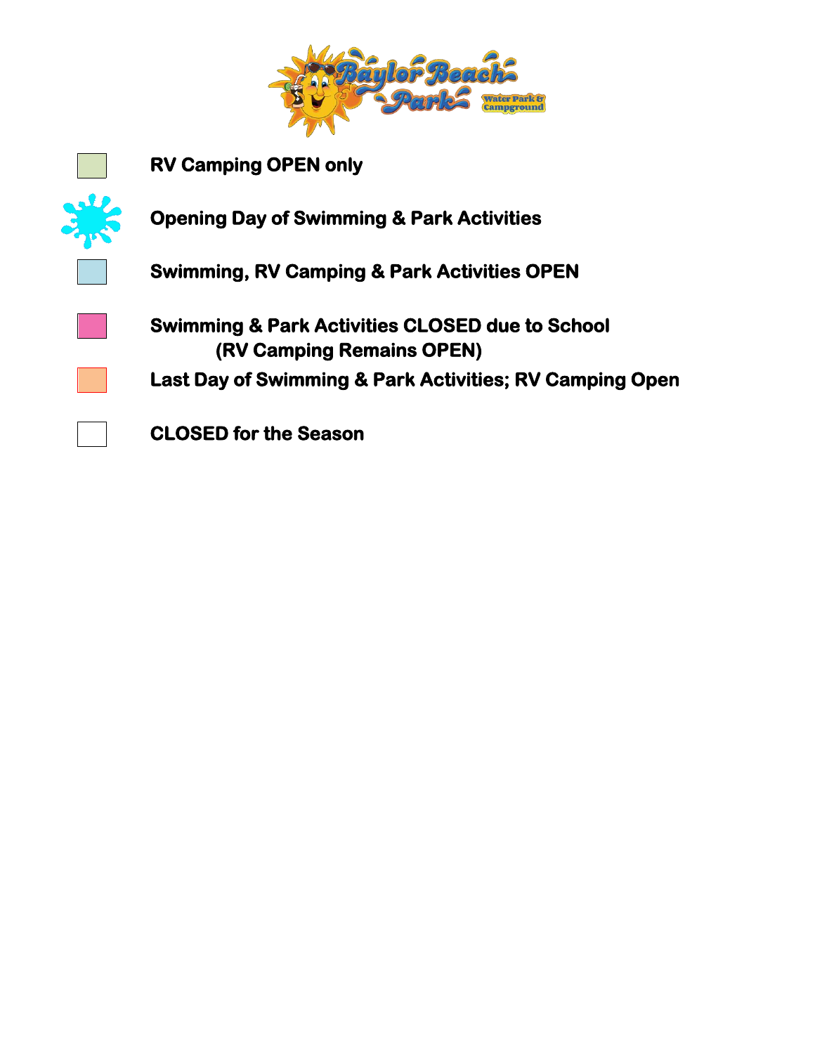RV Camping OPEN only

Opening Day of Swimming & Park Activities

Swimming, RV Camping & Park Activities OPEN

Swimming & Park Activities CLOSED due to School
(RV Camping Remains OPEN)

Last Day of Swimming & Park Activities; RV Camping Open

CLOSED for the Season